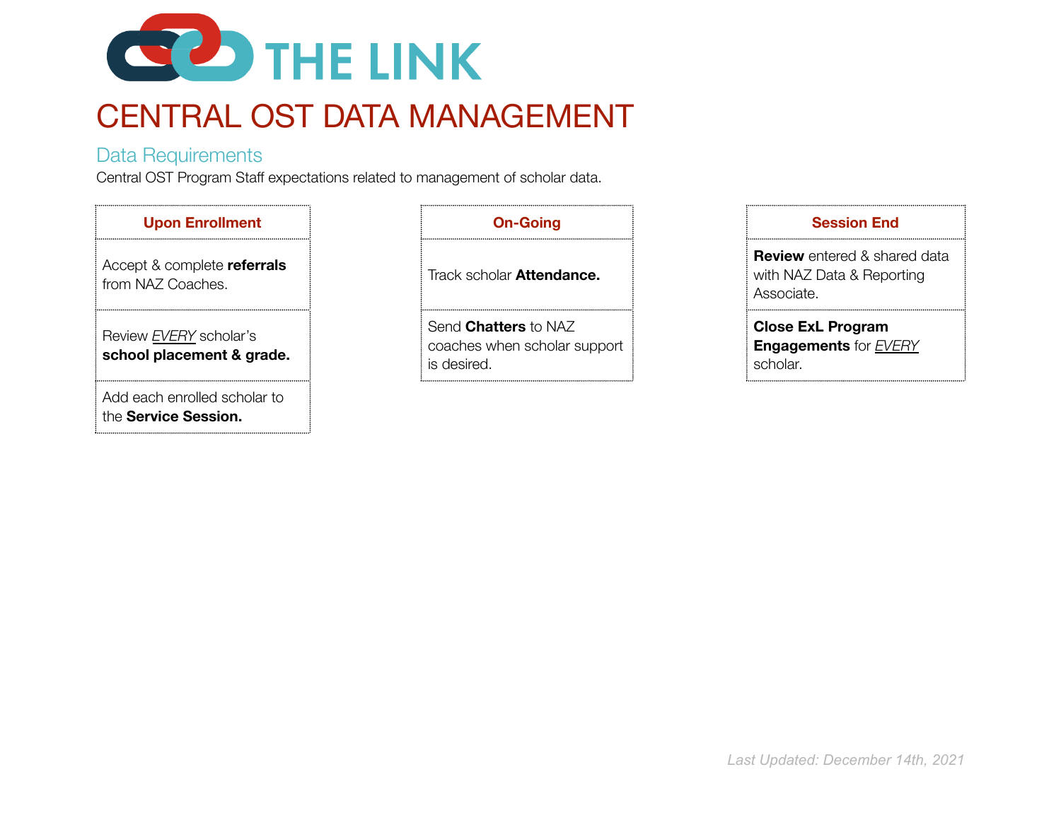THE LINK

# CENTRAL OST DATA MANAGEMENT

## Data Requirements

Central OST Program Staff expectations related to management of scholar data.

| Upon Enrollment |
| --- |
| Accept & complete **referrals** from NAZ Coaches. |
| Review *EVERY* scholar's **school placement & grade.** |
| Add each enrolled scholar to the **Service Session.** |

| On-Going |
| --- |
| Track scholar **Attendance.** |
| Send **Chatters** to NAZ coaches when scholar support is desired. |

| Session End |
| --- |
| **Review** entered & shared data with NAZ Data & Reporting Associate. |
| **Close ExL Program Engagements** for *EVERY* scholar. |

*Last Updated: December 14th, 2021*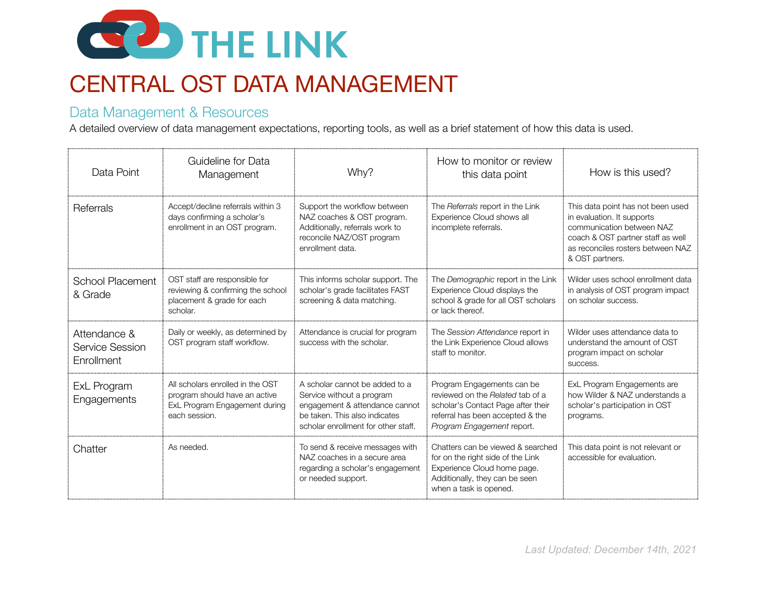THE LINK

# CENTRAL OST DATA MANAGEMENT

## Data Management & Resources

A detailed overview of data management expectations, reporting tools, as well as a brief statement of how this data is used.

| Data Point | Guideline for Data Management | Why? | How to monitor or review this data point | How is this used? |
|---|---|---|---|---|
| Referrals | Accept/decline referrals within 3 days confirming a scholar's enrollment in an OST program. | Support the workflow between NAZ coaches & OST program. Additionally, referrals work to reconcile NAZ/OST program enrollment data. | The *Referrals* report in the Link Experience Cloud shows all incomplete referrals. | This data point has not been used in evaluation. It supports communication between NAZ coach & OST partner staff as well as reconciles rosters between NAZ & OST partners. |
| School Placement & Grade | OST staff are responsible for reviewing & confirming the school placement & grade for each scholar. | This informs scholar support. The scholar's grade facilitates FAST screening & data matching. | The *Demographic* report in the Link Experience Cloud displays the school & grade for all OST scholars or lack thereof. | Wilder uses school enrollment data in analysis of OST program impact on scholar success. |
| Attendance & Service Session Enrollment | Daily or weekly, as determined by OST program staff workflow. | Attendance is crucial for program success with the scholar. | The *Session Attendance* report in the Link Experience Cloud allows staff to monitor. | Wilder uses attendance data to understand the amount of OST program impact on scholar success. |
| ExL Program Engagements | All scholars enrolled in the OST program should have an active ExL Program Engagement during each session. | A scholar cannot be added to a Service without a program engagement & attendance cannot be taken. This also indicates scholar enrollment for other staff. | Program Engagements can be reviewed on the *Related* tab of a scholar's Contact Page after their referral has been accepted & the *Program Engagement* report. | ExL Program Engagements are how Wilder & NAZ understands a scholar's participation in OST programs. |
| Chatter | As needed. | To send & receive messages with NAZ coaches in a secure area regarding a scholar's engagement or needed support. | Chatters can be viewed & searched for on the right side of the Link Experience Cloud home page. Additionally, they can be seen when a task is opened. | This data point is not relevant or accessible for evaluation. |

*Last Updated: December 14th, 2021*